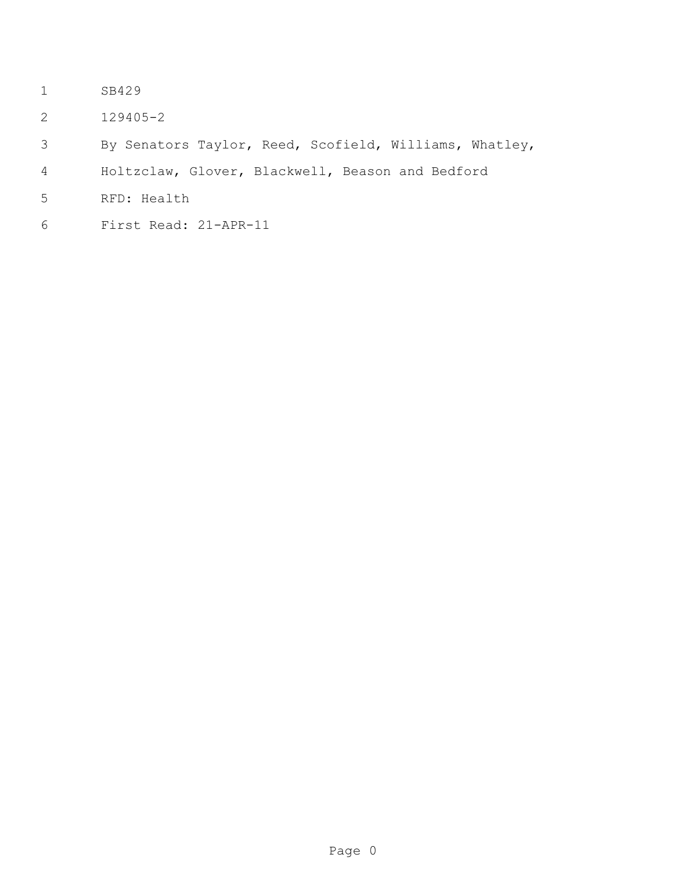SB429

129405-2

By Senators Taylor, Reed, Scofield, Williams, Whatley, Holtzclaw, Glover, Blackwell, Beason and Bedford

RFD: Health

First Read: 21-APR-11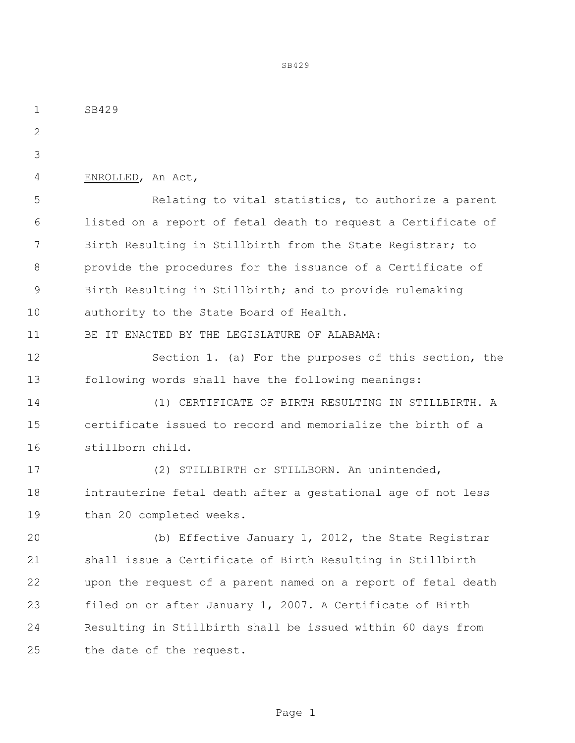SB429

ENROLLED, An Act,

Relating to vital statistics, to authorize a parent listed on a report of fetal death to request a Certificate of Birth Resulting in Stillbirth from the State Registrar; to provide the procedures for the issuance of a Certificate of Birth Resulting in Stillbirth; and to provide rulemaking authority to the State Board of Health.

BE IT ENACTED BY THE LEGISLATURE OF ALABAMA:

Section 1. (a) For the purposes of this section, the following words shall have the following meanings:

(1) CERTIFICATE OF BIRTH RESULTING IN STILLBIRTH. A certificate issued to record and memorialize the birth of a stillborn child.

(2) STILLBIRTH or STILLBORN. An unintended, intrauterine fetal death after a gestational age of not less than 20 completed weeks.

(b) Effective January 1, 2012, the State Registrar shall issue a Certificate of Birth Resulting in Stillbirth upon the request of a parent named on a report of fetal death filed on or after January 1, 2007. A Certificate of Birth Resulting in Stillbirth shall be issued within 60 days from the date of the request.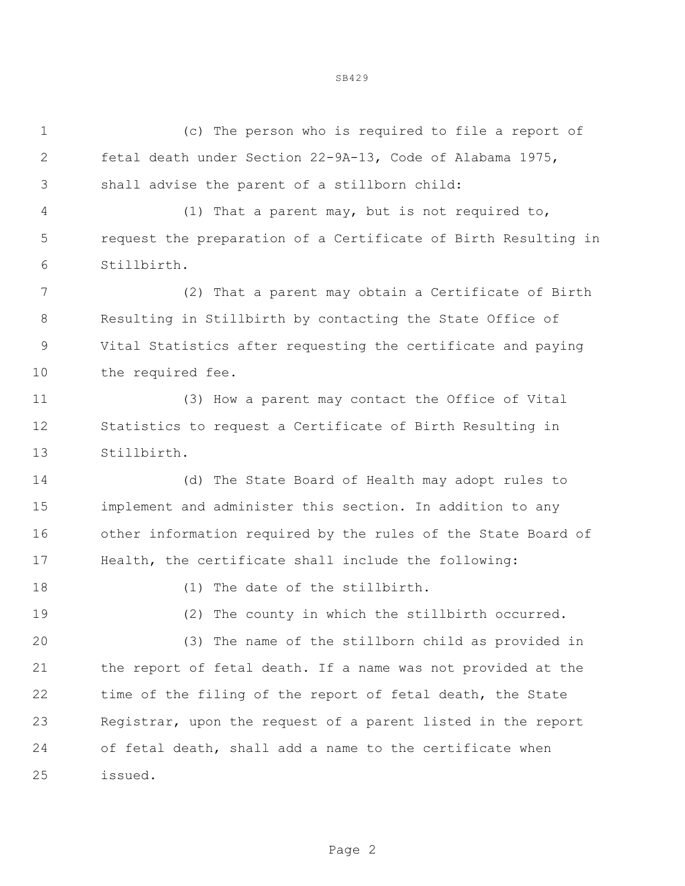(c) The person who is required to file a report of fetal death under Section 22-9A-13, Code of Alabama 1975, shall advise the parent of a stillborn child:

(1) That a parent may, but is not required to, request the preparation of a Certificate of Birth Resulting in Stillbirth.

(2) That a parent may obtain a Certificate of Birth Resulting in Stillbirth by contacting the State Office of Vital Statistics after requesting the certificate and paying the required fee.

(3) How a parent may contact the Office of Vital Statistics to request a Certificate of Birth Resulting in Stillbirth.

(d) The State Board of Health may adopt rules to implement and administer this section. In addition to any other information required by the rules of the State Board of Health, the certificate shall include the following:

(1) The date of the stillbirth.

(2) The county in which the stillbirth occurred.

(3) The name of the stillborn child as provided in the report of fetal death. If a name was not provided at the time of the filing of the report of fetal death, the State Registrar, upon the request of a parent listed in the report of fetal death, shall add a name to the certificate when issued.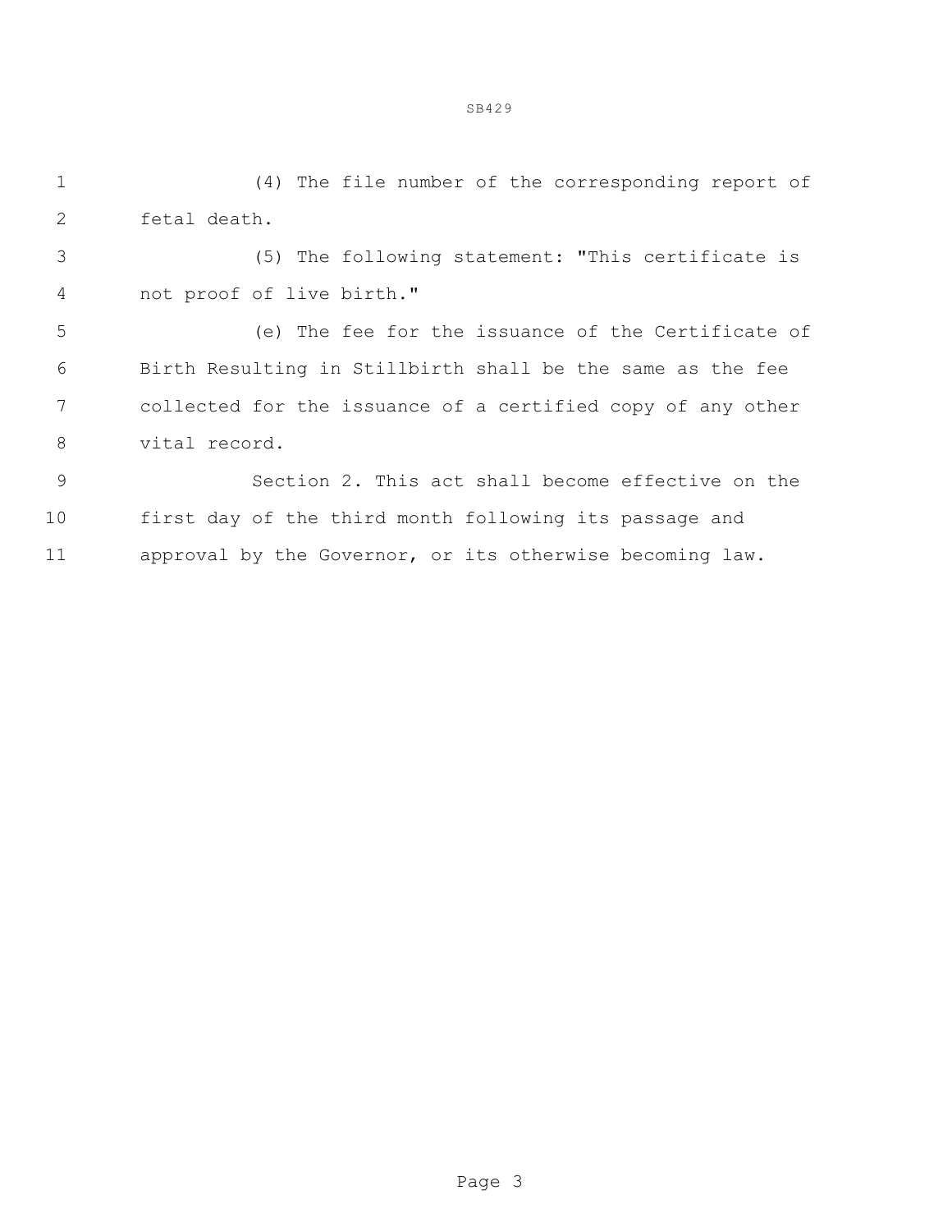(4) The file number of the corresponding report of fetal death.

(5) The following statement: "This certificate is not proof of live birth."

(e) The fee for the issuance of the Certificate of Birth Resulting in Stillbirth shall be the same as the fee collected for the issuance of a certified copy of any other vital record.

Section 2. This act shall become effective on the first day of the third month following its passage and approval by the Governor, or its otherwise becoming law.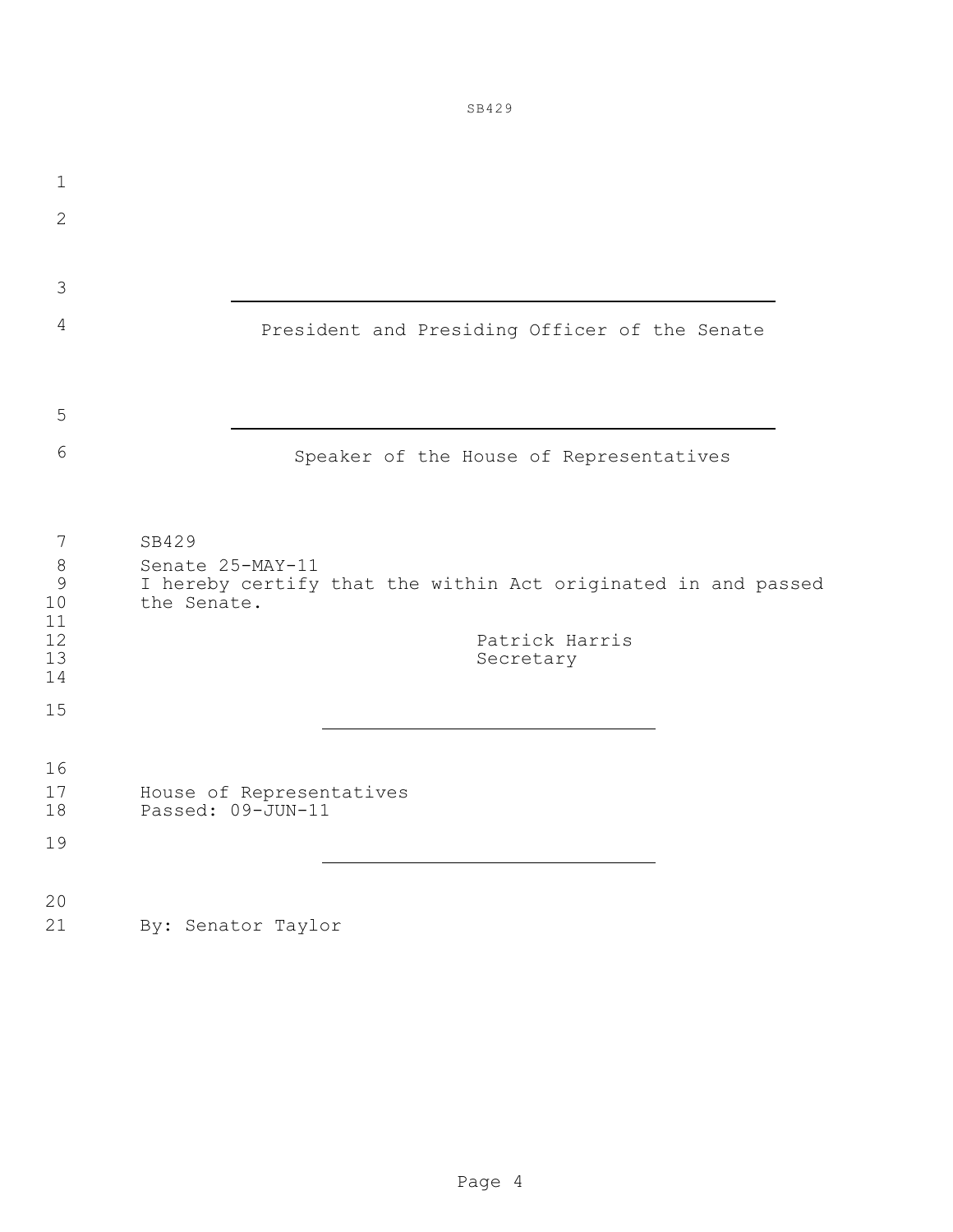\_\_\_\_\_\_\_\_\_\_\_\_\_\_\_\_\_\_\_\_\_\_\_\_\_\_\_\_\_\_\_\_\_\_\_\_\_\_\_\_

President and Presiding Officer of the Senate

\_\_\_\_\_\_\_\_\_\_\_\_\_\_\_\_\_\_\_\_\_\_\_\_\_\_\_\_\_\_\_\_\_\_\_\_\_\_\_\_

Speaker of the House of Representatives

SB429

Senate 25-MAY-11

I hereby certify that the within Act originated in and passed the Senate.

Patrick Harris

Secretary

\_\_\_\_\_\_\_\_\_\_\_\_\_\_\_\_\_\_\_\_\_\_\_\_\_\_\_\_\_\_\_\_

House of Representatives

Passed: 09-JUN-11

\_\_\_\_\_\_\_\_\_\_\_\_\_\_\_\_\_\_\_\_\_\_\_\_\_\_\_\_\_\_\_\_

By: Senator Taylor